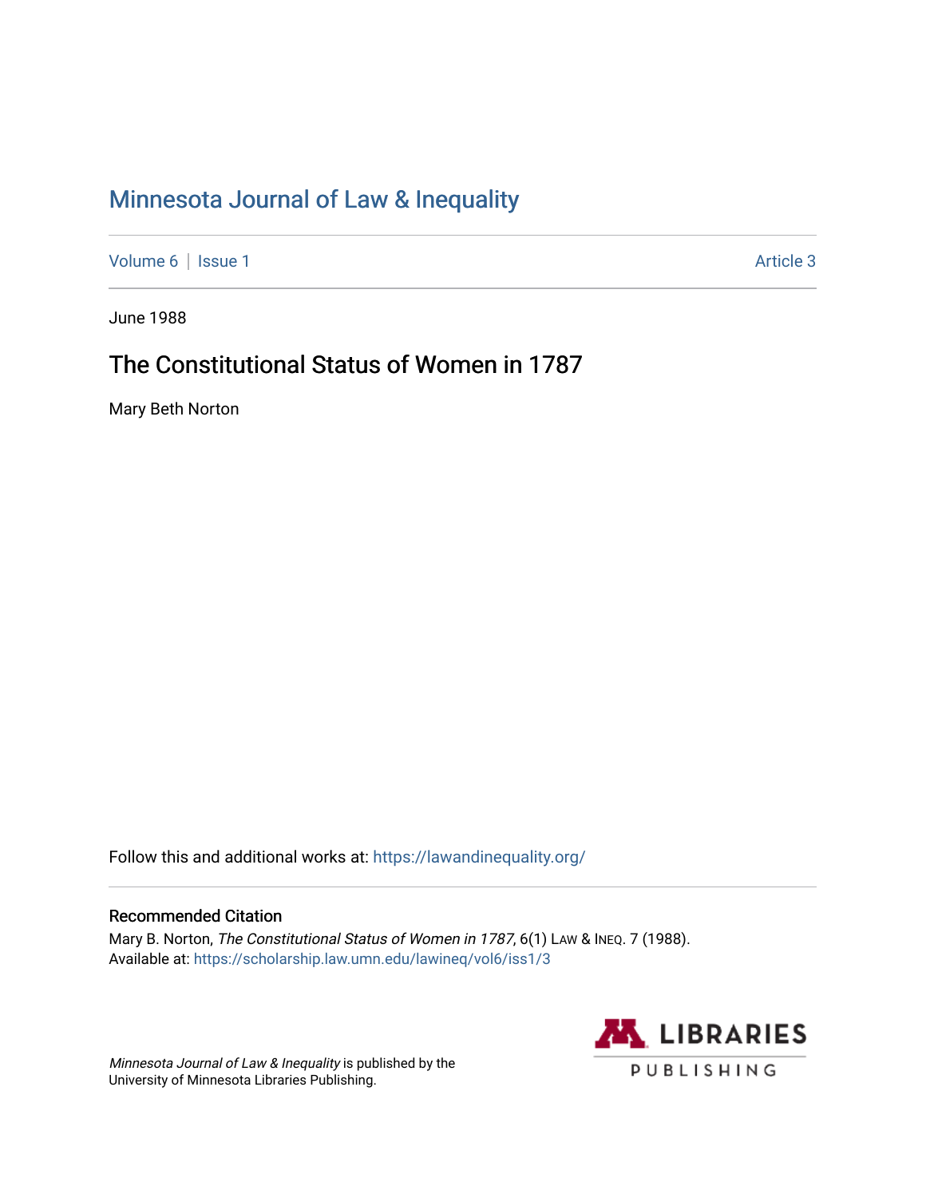# Minnesota Journal of Law & Inequality

Volume 6 | Issue 1 — Article 3

June 1988

## The Constitutional Status of Women in 1787

Mary Beth Norton

Follow this and additional works at: https://lawandinequality.org/

### Recommended Citation

Mary B. Norton, *The Constitutional Status of Women in 1787*, 6(1) LAW & INEQ. 7 (1988).
Available at: https://scholarship.law.umn.edu/lawineq/vol6/iss1/3

*Minnesota Journal of Law & Inequality* is published by the University of Minnesota Libraries Publishing.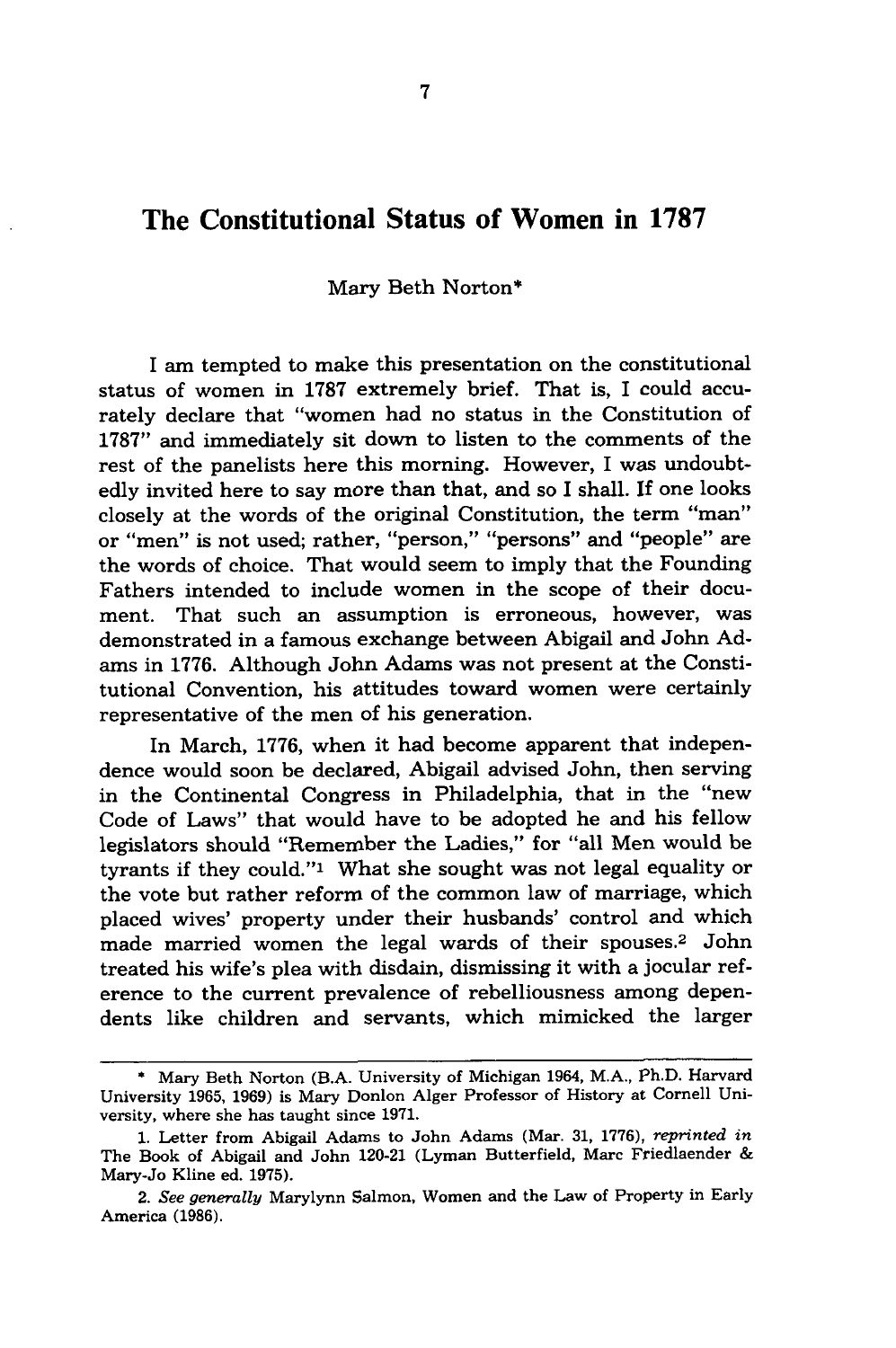# The Constitutional Status of Women in 1787

Mary Beth Norton*

I am tempted to make this presentation on the constitutional status of women in 1787 extremely brief. That is, I could accurately declare that "women had no status in the Constitution of 1787" and immediately sit down to listen to the comments of the rest of the panelists here this morning. However, I was undoubtedly invited here to say more than that, and so I shall. If one looks closely at the words of the original Constitution, the term "man" or "men" is not used; rather, "person," "persons" and "people" are the words of choice. That would seem to imply that the Founding Fathers intended to include women in the scope of their document. That such an assumption is erroneous, however, was demonstrated in a famous exchange between Abigail and John Adams in 1776. Although John Adams was not present at the Constitutional Convention, his attitudes toward women were certainly representative of the men of his generation.

In March, 1776, when it had become apparent that independence would soon be declared, Abigail advised John, then serving in the Continental Congress in Philadelphia, that in the "new Code of Laws" that would have to be adopted he and his fellow legislators should "Remember the Ladies," for "all Men would be tyrants if they could."[1] What she sought was not legal equality or the vote but rather reform of the common law of marriage, which placed wives' property under their husbands' control and which made married women the legal wards of their spouses.[2] John treated his wife's plea with disdain, dismissing it with a jocular reference to the current prevalence of rebelliousness among dependents like children and servants, which mimicked the larger

---

\* Mary Beth Norton (B.A. University of Michigan 1964, M.A., Ph.D. Harvard University 1965, 1969) is Mary Donlon Alger Professor of History at Cornell University, where she has taught since 1971.

1. Letter from Abigail Adams to John Adams (Mar. 31, 1776), *reprinted in* The Book of Abigail and John 120-21 (Lyman Butterfield, Marc Friedlaender & Mary-Jo Kline ed. 1975).

2. *See generally* Marylynn Salmon, Women and the Law of Property in Early America (1986).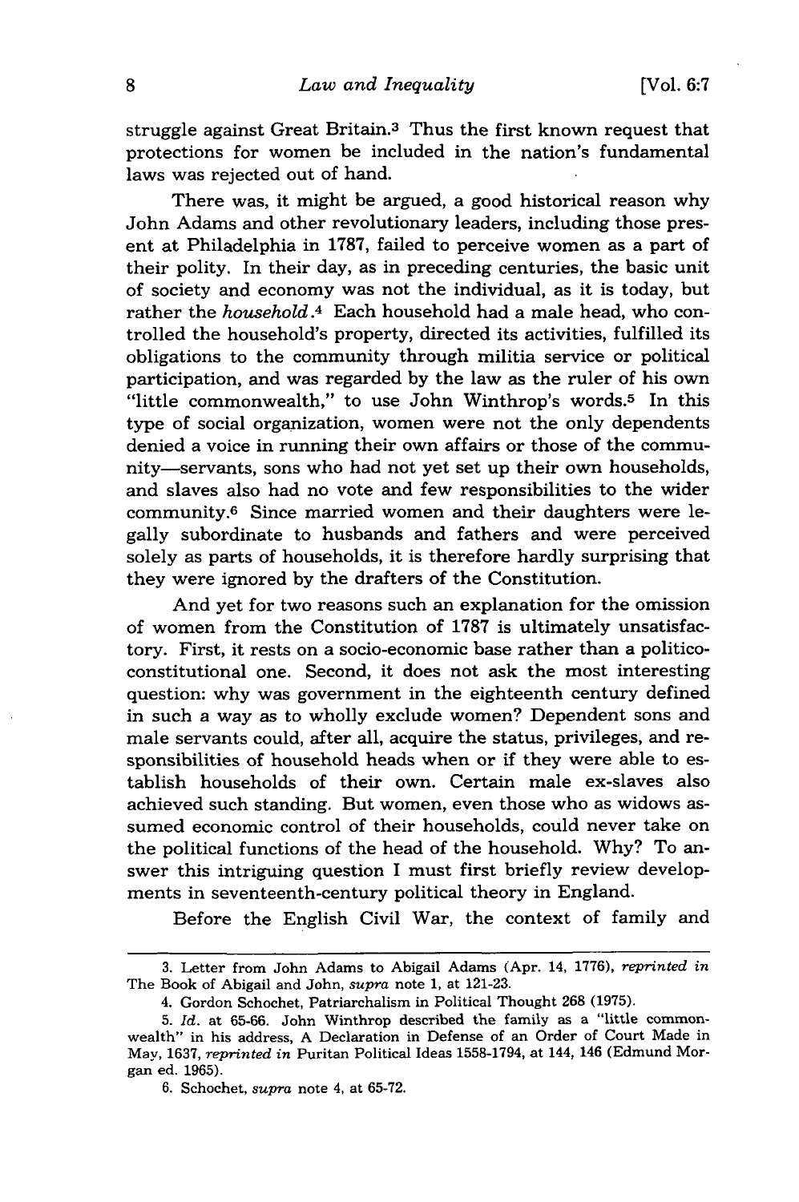struggle against Great Britain.[3] Thus the first known request that protections for women be included in the nation's fundamental laws was rejected out of hand.

There was, it might be argued, a good historical reason why John Adams and other revolutionary leaders, including those present at Philadelphia in 1787, failed to perceive women as a part of their polity. In their day, as in preceding centuries, the basic unit of society and economy was not the individual, as it is today, but rather the *household*.[4] Each household had a male head, who controlled the household's property, directed its activities, fulfilled its obligations to the community through militia service or political participation, and was regarded by the law as the ruler of his own "little commonwealth," to use John Winthrop's words.[5] In this type of social organization, women were not the only dependents denied a voice in running their own affairs or those of the community—servants, sons who had not yet set up their own households, and slaves also had no vote and few responsibilities to the wider community.[6] Since married women and their daughters were legally subordinate to husbands and fathers and were perceived solely as parts of households, it is therefore hardly surprising that they were ignored by the drafters of the Constitution.

And yet for two reasons such an explanation for the omission of women from the Constitution of 1787 is ultimately unsatisfactory. First, it rests on a socio-economic base rather than a politico-constitutional one. Second, it does not ask the most interesting question: why was government in the eighteenth century defined in such a way as to wholly exclude women? Dependent sons and male servants could, after all, acquire the status, privileges, and responsibilities of household heads when or if they were able to establish households of their own. Certain male ex-slaves also achieved such standing. But women, even those who as widows assumed economic control of their households, could never take on the political functions of the head of the household. Why? To answer this intriguing question I must first briefly review developments in seventeenth-century political theory in England.

Before the English Civil War, the context of family and

---

3. Letter from John Adams to Abigail Adams (Apr. 14, 1776), *reprinted in* The Book of Abigail and John, *supra* note 1, at 121-23.

4. Gordon Schochet, Patriarchalism in Political Thought 268 (1975).

5. *Id.* at 65-66. John Winthrop described the family as a "little commonwealth" in his address, A Declaration in Defense of an Order of Court Made in May, 1637, *reprinted in* Puritan Political Ideas 1558-1794, at 144, 146 (Edmund Morgan ed. 1965).

6. Schochet, *supra* note 4, at 65-72.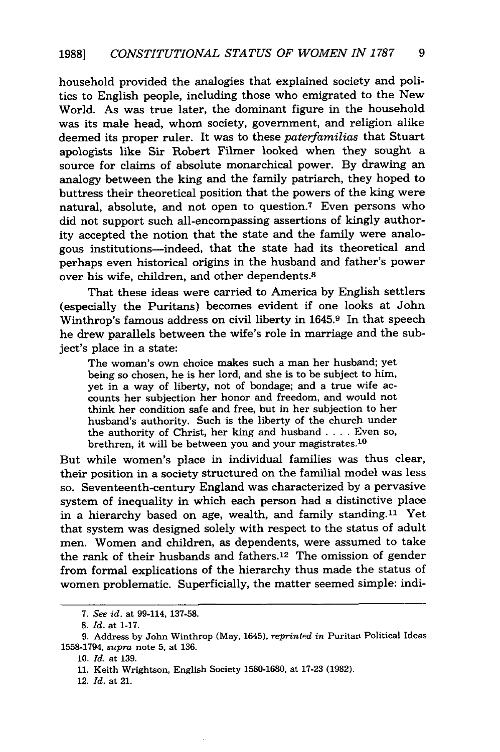household provided the analogies that explained society and politics to English people, including those who emigrated to the New World. As was true later, the dominant figure in the household was its male head, whom society, government, and religion alike deemed its proper ruler. It was to these *paterfamilias* that Stuart apologists like Sir Robert Filmer looked when they sought a source for claims of absolute monarchical power. By drawing an analogy between the king and the family patriarch, they hoped to buttress their theoretical position that the powers of the king were natural, absolute, and not open to question.[7] Even persons who did not support such all-encompassing assertions of kingly authority accepted the notion that the state and the family were analogous institutions—indeed, that the state had its theoretical and perhaps even historical origins in the husband and father's power over his wife, children, and other dependents.[8]

That these ideas were carried to America by English settlers (especially the Puritans) becomes evident if one looks at John Winthrop's famous address on civil liberty in 1645.[9] In that speech he drew parallels between the wife's role in marriage and the subject's place in a state:

> The woman's own choice makes such a man her husband; yet being so chosen, he is her lord, and she is to be subject to him, yet in a way of liberty, not of bondage; and a true wife accounts her subjection her honor and freedom, and would not think her condition safe and free, but in her subjection to her husband's authority. Such is the liberty of the church under the authority of Christ, her king and husband . . . . Even so, brethren, it will be between you and your magistrates.[10]

But while women's place in individual families was thus clear, their position in a society structured on the familial model was less so. Seventeenth-century England was characterized by a pervasive system of inequality in which each person had a distinctive place in a hierarchy based on age, wealth, and family standing.[11] Yet that system was designed solely with respect to the status of adult men. Women and children, as dependents, were assumed to take the rank of their husbands and fathers.[12] The omission of gender from formal explications of the hierarchy thus made the status of women problematic. Superficially, the matter seemed simple: indi-

---

7. *See id.* at 99-114, 137-58.

8. *Id.* at 1-17.

9. Address by John Winthrop (May, 1645), *reprinted in* Puritan Political Ideas 1558-1794, *supra* note 5, at 136.

10. *Id.* at 139.

11. Keith Wrightson, English Society 1580-1680, at 17-23 (1982).

12. *Id.* at 21.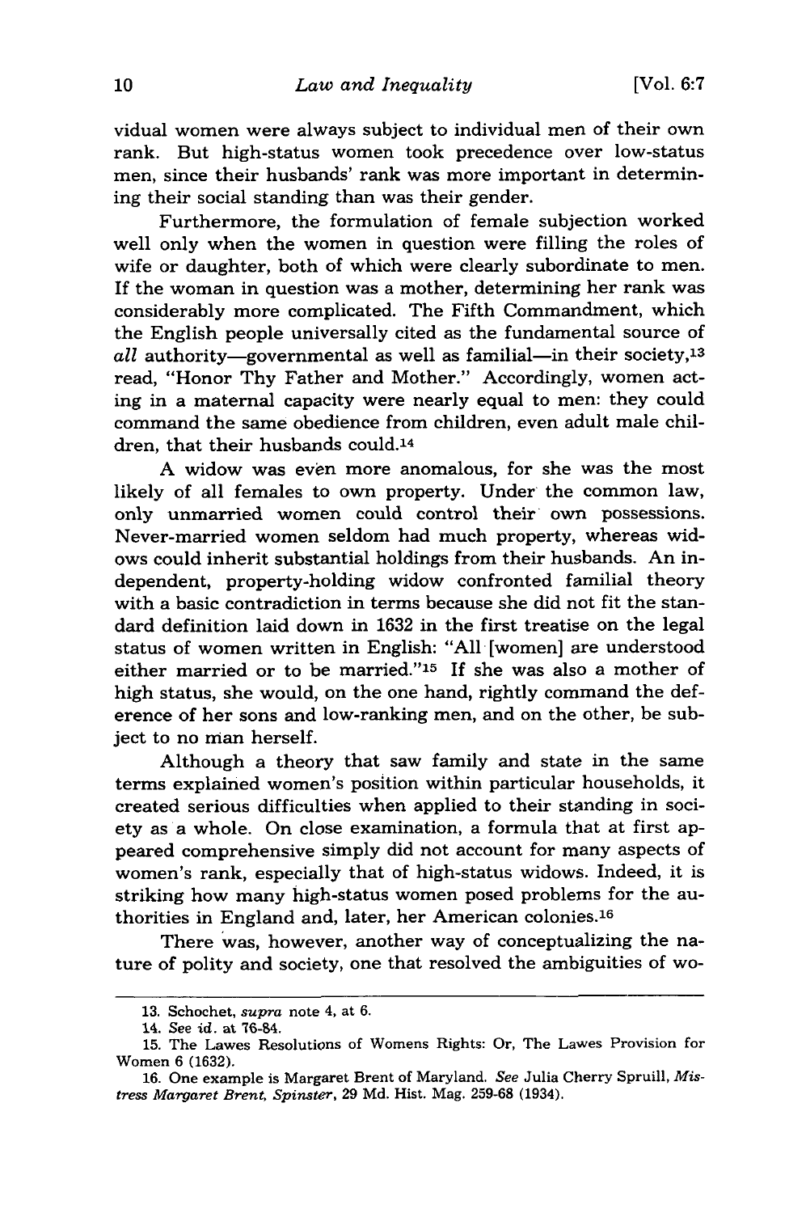vidual women were always subject to individual men of their own rank. But high-status women took precedence over low-status men, since their husbands' rank was more important in determining their social standing than was their gender.

Furthermore, the formulation of female subjection worked well only when the women in question were filling the roles of wife or daughter, both of which were clearly subordinate to men. If the woman in question was a mother, determining her rank was considerably more complicated. The Fifth Commandment, which the English people universally cited as the fundamental source of *all* authority—governmental as well as familial—in their society,[13] read, "Honor Thy Father and Mother." Accordingly, women acting in a maternal capacity were nearly equal to men: they could command the same obedience from children, even adult male children, that their husbands could.[14]

A widow was even more anomalous, for she was the most likely of all females to own property. Under the common law, only unmarried women could control their own possessions. Never-married women seldom had much property, whereas widows could inherit substantial holdings from their husbands. An independent, property-holding widow confronted familial theory with a basic contradiction in terms because she did not fit the standard definition laid down in 1632 in the first treatise on the legal status of women written in English: "All [women] are understood either married or to be married."[15] If she was also a mother of high status, she would, on the one hand, rightly command the deference of her sons and low-ranking men, and on the other, be subject to no man herself.

Although a theory that saw family and state in the same terms explained women's position within particular households, it created serious difficulties when applied to their standing in society as a whole. On close examination, a formula that at first appeared comprehensive simply did not account for many aspects of women's rank, especially that of high-status widows. Indeed, it is striking how many high-status women posed problems for the authorities in England and, later, her American colonies.[16]

There was, however, another way of conceptualizing the nature of polity and society, one that resolved the ambiguities of wo-

---

13. Schochet, *supra* note 4, at 6.

14. *See id.* at 76-84.

15. The Lawes Resolutions of Womens Rights: Or, The Lawes Provision for Women 6 (1632).

16. One example is Margaret Brent of Maryland. *See* Julia Cherry Spruill, *Mistress Margaret Brent, Spinster*, 29 Md. Hist. Mag. 259-68 (1934).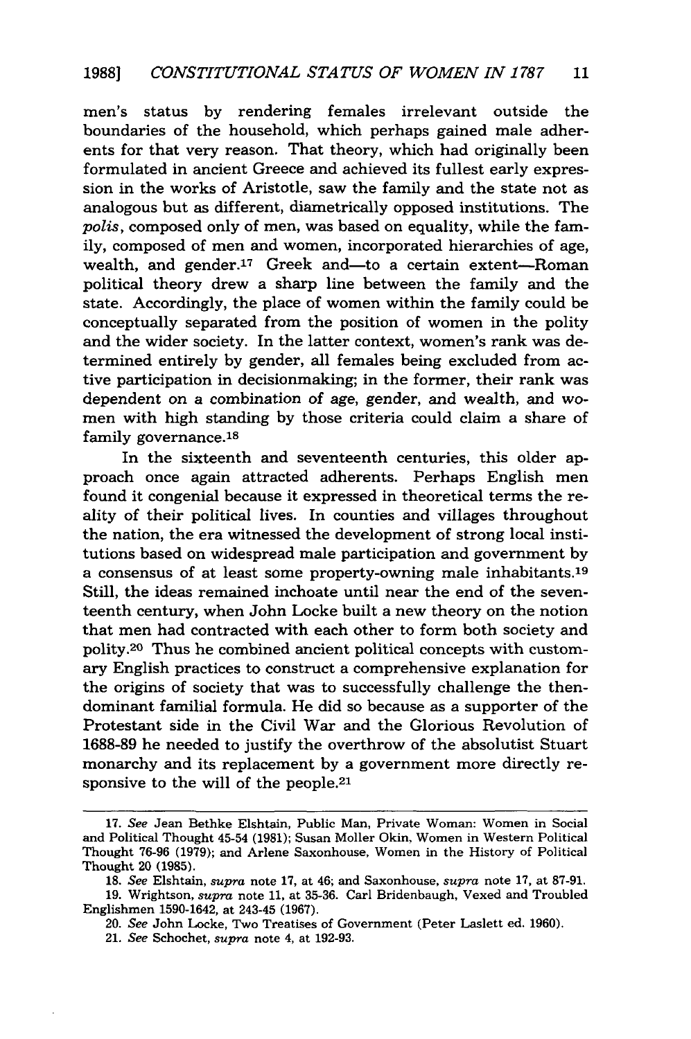men's status by rendering females irrelevant outside the boundaries of the household, which perhaps gained male adherents for that very reason. That theory, which had originally been formulated in ancient Greece and achieved its fullest early expression in the works of Aristotle, saw the family and the state not as analogous but as different, diametrically opposed institutions. The *polis*, composed only of men, was based on equality, while the family, composed of men and women, incorporated hierarchies of age, wealth, and gender.[17] Greek and—to a certain extent—Roman political theory drew a sharp line between the family and the state. Accordingly, the place of women within the family could be conceptually separated from the position of women in the polity and the wider society. In the latter context, women's rank was determined entirely by gender, all females being excluded from active participation in decisionmaking; in the former, their rank was dependent on a combination of age, gender, and wealth, and women with high standing by those criteria could claim a share of family governance.[18]

In the sixteenth and seventeenth centuries, this older approach once again attracted adherents. Perhaps English men found it congenial because it expressed in theoretical terms the reality of their political lives. In counties and villages throughout the nation, the era witnessed the development of strong local institutions based on widespread male participation and government by a consensus of at least some property-owning male inhabitants.[19] Still, the ideas remained inchoate until near the end of the seventeenth century, when John Locke built a new theory on the notion that men had contracted with each other to form both society and polity.[20] Thus he combined ancient political concepts with customary English practices to construct a comprehensive explanation for the origins of society that was to successfully challenge the then-dominant familial formula. He did so because as a supporter of the Protestant side in the Civil War and the Glorious Revolution of 1688-89 he needed to justify the overthrow of the absolutist Stuart monarchy and its replacement by a government more directly responsive to the will of the people.[21]

---

17. *See* Jean Bethke Elshtain, Public Man, Private Woman: Women in Social and Political Thought 45-54 (1981); Susan Moller Okin, Women in Western Political Thought 76-96 (1979); and Arlene Saxonhouse, Women in the History of Political Thought 20 (1985).

18. *See* Elshtain, *supra* note 17, at 46; and Saxonhouse, *supra* note 17, at 87-91.

19. Wrightson, *supra* note 11, at 35-36. Carl Bridenbaugh, Vexed and Troubled Englishmen 1590-1642, at 243-45 (1967).

20. *See* John Locke, Two Treatises of Government (Peter Laslett ed. 1960).

21. *See* Schochet, *supra* note 4, at 192-93.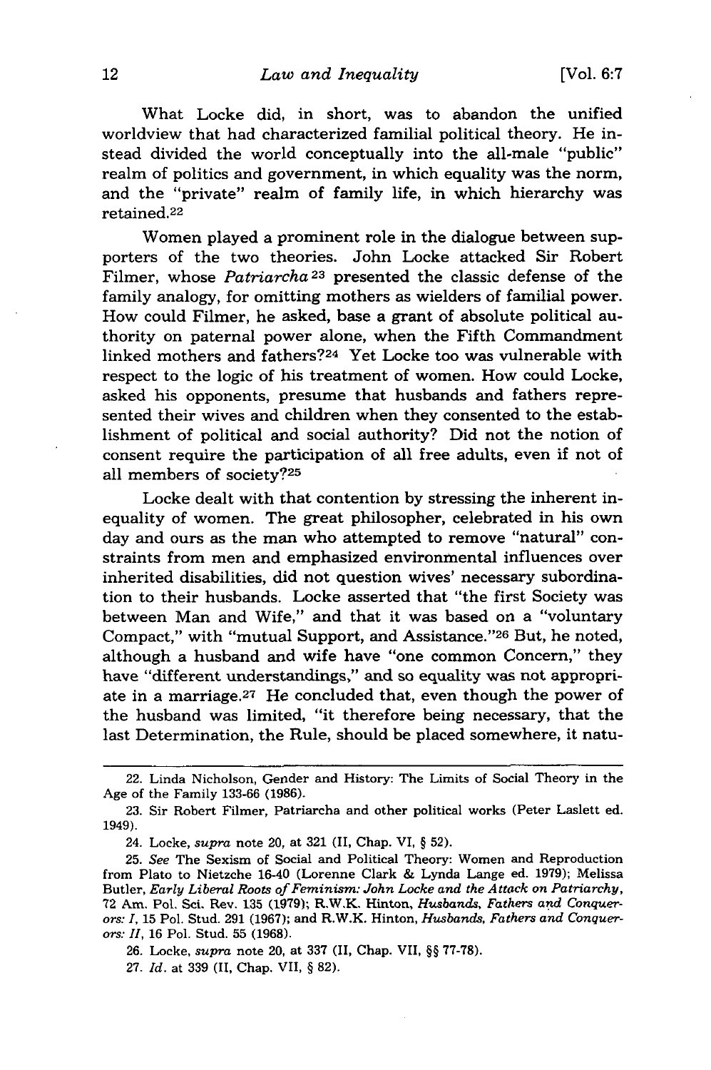What Locke did, in short, was to abandon the unified worldview that had characterized familial political theory. He instead divided the world conceptually into the all-male "public" realm of politics and government, in which equality was the norm, and the "private" realm of family life, in which hierarchy was retained.[22]

Women played a prominent role in the dialogue between supporters of the two theories. John Locke attacked Sir Robert Filmer, whose *Patriarcha*[23] presented the classic defense of the family analogy, for omitting mothers as wielders of familial power. How could Filmer, he asked, base a grant of absolute political authority on paternal power alone, when the Fifth Commandment linked mothers and fathers?[24] Yet Locke too was vulnerable with respect to the logic of his treatment of women. How could Locke, asked his opponents, presume that husbands and fathers represented their wives and children when they consented to the establishment of political and social authority? Did not the notion of consent require the participation of all free adults, even if not of all members of society?[25]

Locke dealt with that contention by stressing the inherent inequality of women. The great philosopher, celebrated in his own day and ours as the man who attempted to remove "natural" constraints from men and emphasized environmental influences over inherited disabilities, did not question wives' necessary subordination to their husbands. Locke asserted that "the first Society was between Man and Wife," and that it was based on a "voluntary Compact," with "mutual Support, and Assistance."[26] But, he noted, although a husband and wife have "one common Concern," they have "different understandings," and so equality was not appropriate in a marriage.[27] He concluded that, even though the power of the husband was limited, "it therefore being necessary, that the last Determination, the Rule, should be placed somewhere, it natu-

---

22. Linda Nicholson, Gender and History: The Limits of Social Theory in the Age of the Family 133-66 (1986).

23. Sir Robert Filmer, Patriarcha and other political works (Peter Laslett ed. 1949).

24. Locke, *supra* note 20, at 321 (II, Chap. VI, § 52).

25. *See* The Sexism of Social and Political Theory: Women and Reproduction from Plato to Nietzche 16-40 (Lorenne Clark & Lynda Lange ed. 1979); Melissa Butler, *Early Liberal Roots of Feminism: John Locke and the Attack on Patriarchy*, 72 Am. Pol. Sci. Rev. 135 (1979); R.W.K. Hinton, *Husbands, Fathers and Conquerors: I*, 15 Pol. Stud. 291 (1967); and R.W.K. Hinton, *Husbands, Fathers and Conquerors: II*, 16 Pol. Stud. 55 (1968).

26. Locke, *supra* note 20, at 337 (II, Chap. VII, §§ 77-78).

27. *Id.* at 339 (II, Chap. VII, § 82).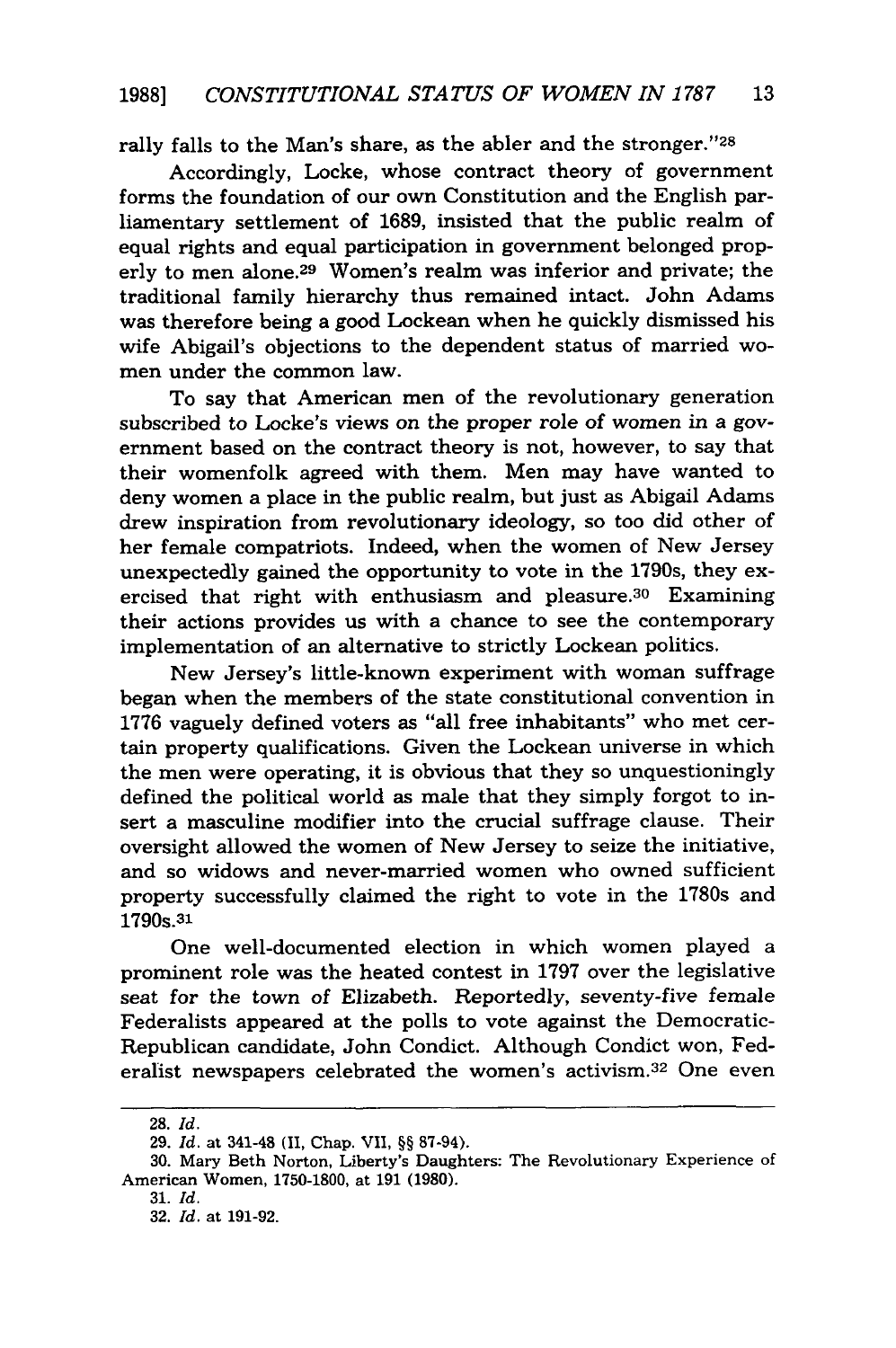rally falls to the Man's share, as the abler and the stronger."[28]

Accordingly, Locke, whose contract theory of government forms the foundation of our own Constitution and the English parliamentary settlement of 1689, insisted that the public realm of equal rights and equal participation in government belonged properly to men alone.[29] Women's realm was inferior and private; the traditional family hierarchy thus remained intact. John Adams was therefore being a good Lockean when he quickly dismissed his wife Abigail's objections to the dependent status of married women under the common law.

To say that American men of the revolutionary generation subscribed to Locke's views on the proper role of women in a government based on the contract theory is not, however, to say that their womenfolk agreed with them. Men may have wanted to deny women a place in the public realm, but just as Abigail Adams drew inspiration from revolutionary ideology, so too did other of her female compatriots. Indeed, when the women of New Jersey unexpectedly gained the opportunity to vote in the 1790s, they exercised that right with enthusiasm and pleasure.[30] Examining their actions provides us with a chance to see the contemporary implementation of an alternative to strictly Lockean politics.

New Jersey's little-known experiment with woman suffrage began when the members of the state constitutional convention in 1776 vaguely defined voters as "all free inhabitants" who met certain property qualifications. Given the Lockean universe in which the men were operating, it is obvious that they so unquestioningly defined the political world as male that they simply forgot to insert a masculine modifier into the crucial suffrage clause. Their oversight allowed the women of New Jersey to seize the initiative, and so widows and never-married women who owned sufficient property successfully claimed the right to vote in the 1780s and 1790s.[31]

One well-documented election in which women played a prominent role was the heated contest in 1797 over the legislative seat for the town of Elizabeth. Reportedly, seventy-five female Federalists appeared at the polls to vote against the Democratic-Republican candidate, John Condict. Although Condict won, Federalist newspapers celebrated the women's activism.[32] One even

---

28. *Id.*

29. *Id.* at 341-48 (II, Chap. VII, §§ 87-94).

30. Mary Beth Norton, Liberty's Daughters: The Revolutionary Experience of American Women, 1750-1800, at 191 (1980).

31. *Id.*

32. *Id.* at 191-92.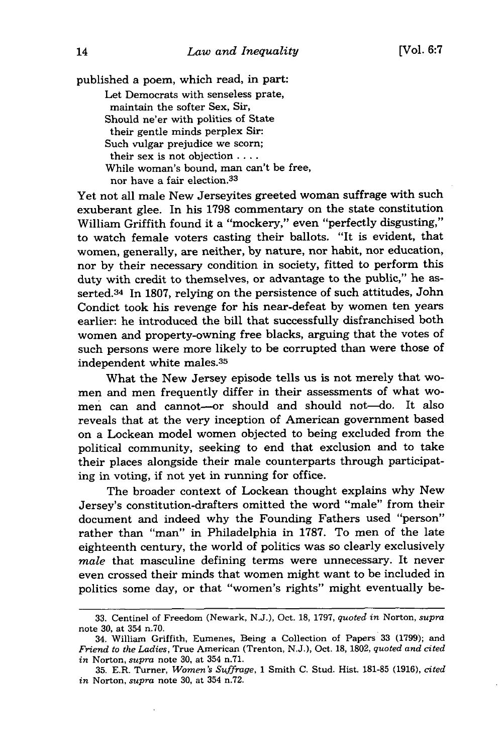published a poem, which read, in part:

> Let Democrats with senseless prate,
> maintain the softer Sex, Sir,
> Should ne'er with politics of State
> their gentle minds perplex Sir:
> Such vulgar prejudice we scorn;
> their sex is not objection . . . .
> While woman's bound, man can't be free,
> nor have a fair election.[33]

Yet not all male New Jerseyites greeted woman suffrage with such exuberant glee. In his 1798 commentary on the state constitution William Griffith found it a "mockery," even "perfectly disgusting," to watch female voters casting their ballots. "It is evident, that women, generally, are neither, by nature, nor habit, nor education, nor by their necessary condition in society, fitted to perform this duty with credit to themselves, or advantage to the public," he asserted.[34] In 1807, relying on the persistence of such attitudes, John Condict took his revenge for his near-defeat by women ten years earlier: he introduced the bill that successfully disfranchised both women and property-owning free blacks, arguing that the votes of such persons were more likely to be corrupted than were those of independent white males.[35]

What the New Jersey episode tells us is not merely that women and men frequently differ in their assessments of what women can and cannot—or should and should not—do. It also reveals that at the very inception of American government based on a Lockean model women objected to being excluded from the political community, seeking to end that exclusion and to take their places alongside their male counterparts through participating in voting, if not yet in running for office.

The broader context of Lockean thought explains why New Jersey's constitution-drafters omitted the word "male" from their document and indeed why the Founding Fathers used "person" rather than "man" in Philadelphia in 1787. To men of the late eighteenth century, the world of politics was so clearly exclusively *male* that masculine defining terms were unnecessary. It never even crossed their minds that women might want to be included in politics some day, or that "women's rights" might eventually be-

---

33. Centinel of Freedom (Newark, N.J.), Oct. 18, 1797, *quoted in* Norton, *supra* note 30, at 354 n.70.

34. William Griffith, Eumenes, Being a Collection of Papers 33 (1799); and *Friend to the Ladies*, True American (Trenton, N.J.), Oct. 18, 1802, *quoted and cited in* Norton, *supra* note 30, at 354 n.71.

35. E.R. Turner, *Women's Suffrage*, 1 Smith C. Stud. Hist. 181-85 (1916), *cited in* Norton, *supra* note 30, at 354 n.72.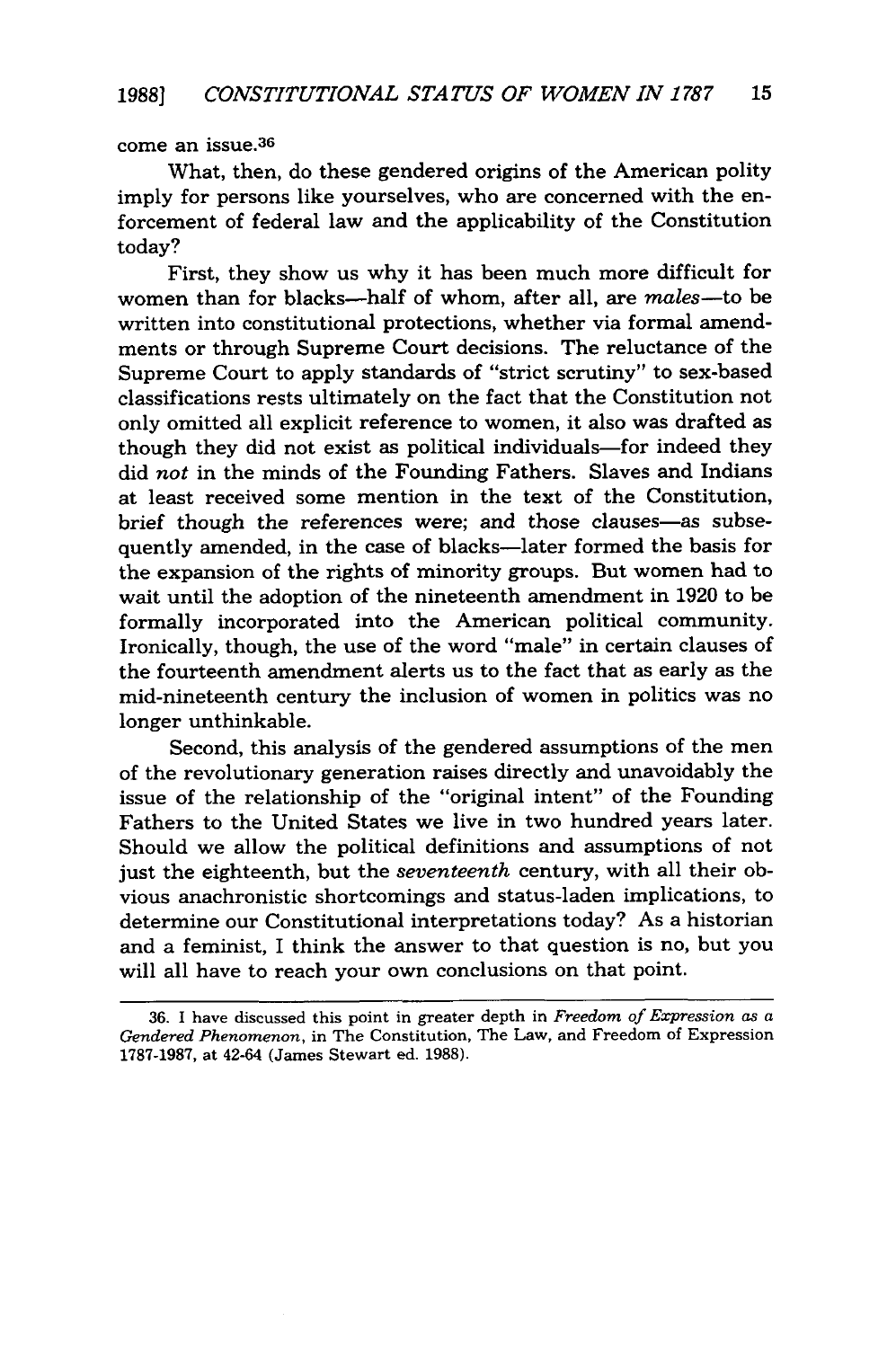come an issue.[36]

What, then, do these gendered origins of the American polity imply for persons like yourselves, who are concerned with the enforcement of federal law and the applicability of the Constitution today?

First, they show us why it has been much more difficult for women than for blacks—half of whom, after all, are *males*—to be written into constitutional protections, whether via formal amendments or through Supreme Court decisions. The reluctance of the Supreme Court to apply standards of "strict scrutiny" to sex-based classifications rests ultimately on the fact that the Constitution not only omitted all explicit reference to women, it also was drafted as though they did not exist as political individuals—for indeed they did *not* in the minds of the Founding Fathers. Slaves and Indians at least received some mention in the text of the Constitution, brief though the references were; and those clauses—as subsequently amended, in the case of blacks—later formed the basis for the expansion of the rights of minority groups. But women had to wait until the adoption of the nineteenth amendment in 1920 to be formally incorporated into the American political community. Ironically, though, the use of the word "male" in certain clauses of the fourteenth amendment alerts us to the fact that as early as the mid-nineteenth century the inclusion of women in politics was no longer unthinkable.

Second, this analysis of the gendered assumptions of the men of the revolutionary generation raises directly and unavoidably the issue of the relationship of the "original intent" of the Founding Fathers to the United States we live in two hundred years later. Should we allow the political definitions and assumptions of not just the eighteenth, but the *seventeenth* century, with all their obvious anachronistic shortcomings and status-laden implications, to determine our Constitutional interpretations today? As a historian and a feminist, I think the answer to that question is no, but you will all have to reach your own conclusions on that point.

---

36. I have discussed this point in greater depth in *Freedom of Expression as a Gendered Phenomenon*, in The Constitution, The Law, and Freedom of Expression 1787-1987, at 42-64 (James Stewart ed. 1988).